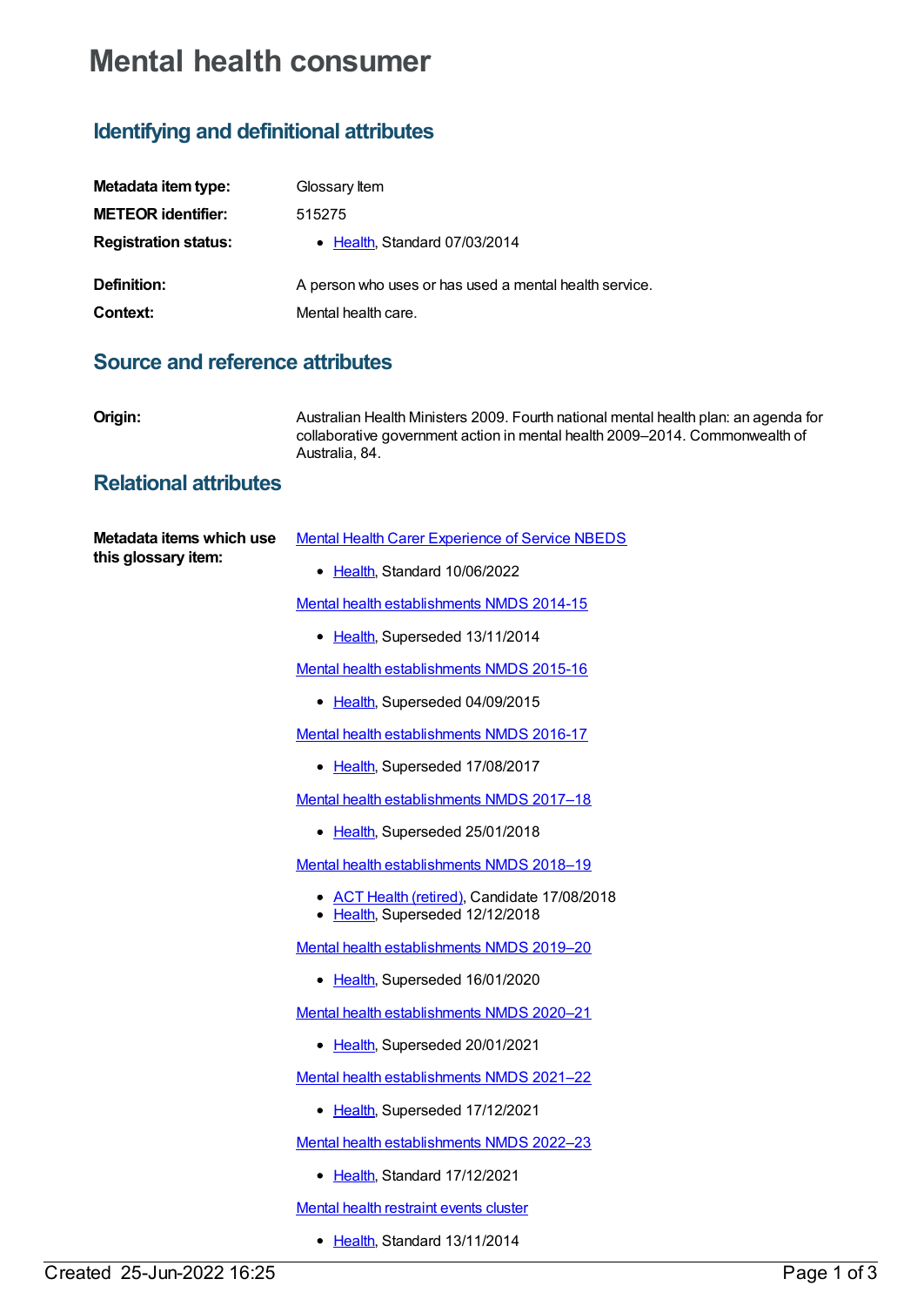# Mental health consumer

## Identifying and definitional attributes

**Metadata item type:** Glossary Item

**METEOR identifier:** 515275

**Registration status:**

- Health, Standard 07/03/2014

**Definition:** A person who uses or has used a mental health service.

**Context:** Mental health care.

## Source and reference attributes

**Origin:** Australian Health Ministers 2009. Fourth national mental health plan: an agenda for collaborative government action in mental health 2009–2014. Commonwealth of Australia, 84.

## Relational attributes

**Metadata items which use this glossary item:**

Mental Health Carer Experience of Service NBEDS

- Health, Standard 10/06/2022

Mental health establishments NMDS 2014-15

- Health, Superseded 13/11/2014

Mental health establishments NMDS 2015-16

- Health, Superseded 04/09/2015

Mental health establishments NMDS 2016-17

- Health, Superseded 17/08/2017

Mental health establishments NMDS 2017–18

- Health, Superseded 25/01/2018

Mental health establishments NMDS 2018–19

- ACT Health (retired), Candidate 17/08/2018
- Health, Superseded 12/12/2018

Mental health establishments NMDS 2019–20

- Health, Superseded 16/01/2020

Mental health establishments NMDS 2020–21

- Health, Superseded 20/01/2021

Mental health establishments NMDS 2021–22

- Health, Superseded 17/12/2021

Mental health establishments NMDS 2022–23

- Health, Standard 17/12/2021

Mental health restraint events cluster

- Health, Standard 13/11/2014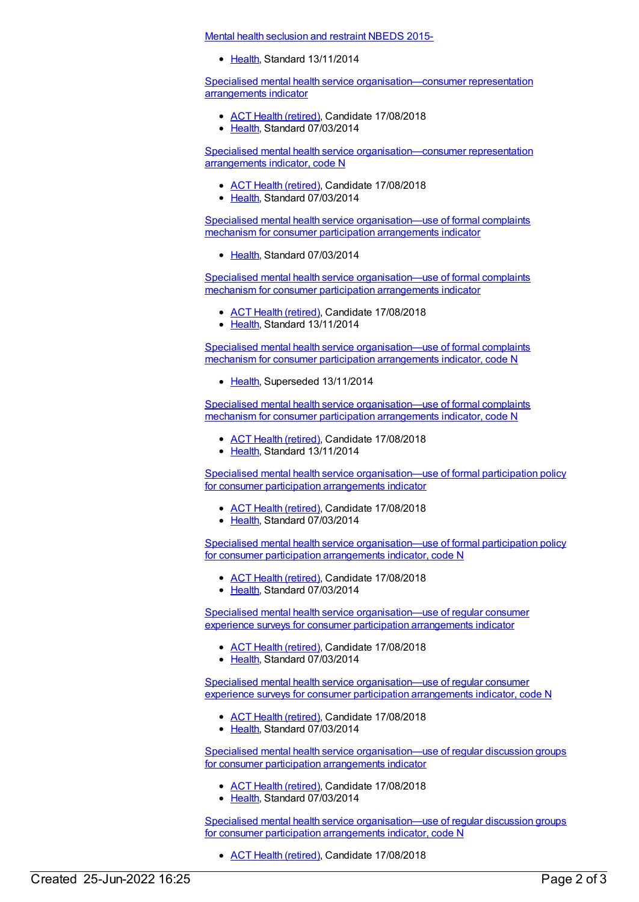Mental health seclusion and restraint NBEDS 2015-

- Health, Standard 13/11/2014

Specialised mental health service organisation—consumer representation arrangements indicator

- ACT Health (retired), Candidate 17/08/2018
- Health, Standard 07/03/2014

Specialised mental health service organisation—consumer representation arrangements indicator, code N

- ACT Health (retired), Candidate 17/08/2018
- Health, Standard 07/03/2014

Specialised mental health service organisation—use of formal complaints mechanism for consumer participation arrangements indicator

- Health, Standard 07/03/2014

Specialised mental health service organisation—use of formal complaints mechanism for consumer participation arrangements indicator

- ACT Health (retired), Candidate 17/08/2018
- Health, Standard 13/11/2014

Specialised mental health service organisation—use of formal complaints mechanism for consumer participation arrangements indicator, code N

- Health, Superseded 13/11/2014

Specialised mental health service organisation—use of formal complaints mechanism for consumer participation arrangements indicator, code N

- ACT Health (retired), Candidate 17/08/2018
- Health, Standard 13/11/2014

Specialised mental health service organisation—use of formal participation policy for consumer participation arrangements indicator

- ACT Health (retired), Candidate 17/08/2018
- Health, Standard 07/03/2014

Specialised mental health service organisation—use of formal participation policy for consumer participation arrangements indicator, code N

- ACT Health (retired), Candidate 17/08/2018
- Health, Standard 07/03/2014

Specialised mental health service organisation—use of regular consumer experience surveys for consumer participation arrangements indicator

- ACT Health (retired), Candidate 17/08/2018
- Health, Standard 07/03/2014

Specialised mental health service organisation—use of regular consumer experience surveys for consumer participation arrangements indicator, code N

- ACT Health (retired), Candidate 17/08/2018
- Health, Standard 07/03/2014

Specialised mental health service organisation—use of regular discussion groups for consumer participation arrangements indicator

- ACT Health (retired), Candidate 17/08/2018
- Health, Standard 07/03/2014

Specialised mental health service organisation—use of regular discussion groups for consumer participation arrangements indicator, code N

- ACT Health (retired), Candidate 17/08/2018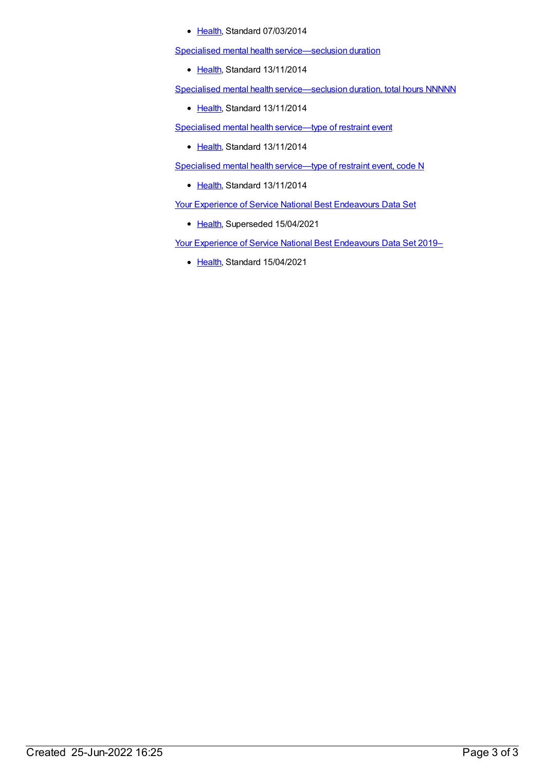- Health, Standard 07/03/2014

Specialised mental health service—seclusion duration

- Health, Standard 13/11/2014

Specialised mental health service—seclusion duration, total hours NNNNN

- Health, Standard 13/11/2014

Specialised mental health service—type of restraint event

- Health, Standard 13/11/2014

Specialised mental health service—type of restraint event, code N

- Health, Standard 13/11/2014

Your Experience of Service National Best Endeavours Data Set

- Health, Superseded 15/04/2021

Your Experience of Service National Best Endeavours Data Set 2019–

- Health, Standard 15/04/2021